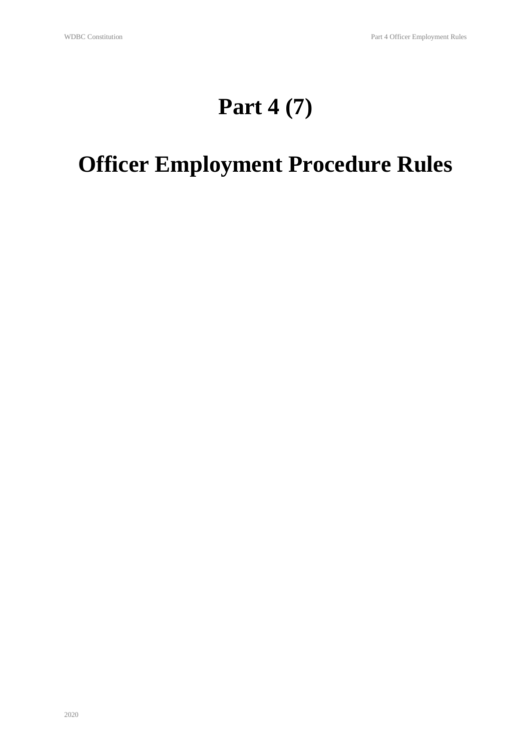# Part 4 (7)

# Officer Employment Procedure Rules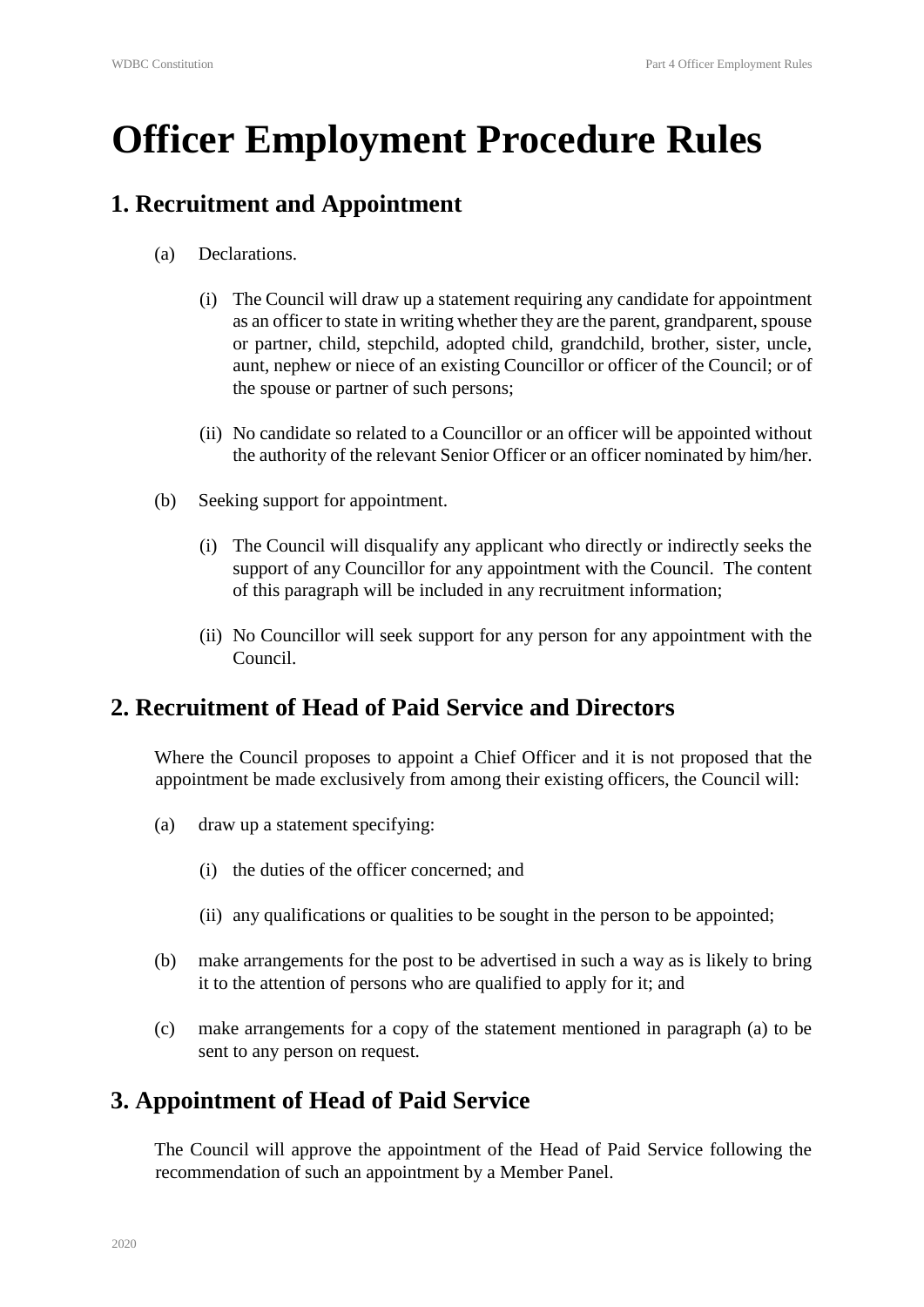# Officer Employment Procedure Rules

## 1. Recruitment and Appointment

(a) Declarations.

(i) The Council will draw up a statement requiring any candidate for appointment as an officer to state in writing whether they are the parent, grandparent, spouse or partner, child, stepchild, adopted child, grandchild, brother, sister, uncle, aunt, nephew or niece of an existing Councillor or officer of the Council; or of the spouse or partner of such persons;

(ii) No candidate so related to a Councillor or an officer will be appointed without the authority of the relevant Senior Officer or an officer nominated by him/her.

(b) Seeking support for appointment.

(i) The Council will disqualify any applicant who directly or indirectly seeks the support of any Councillor for any appointment with the Council. The content of this paragraph will be included in any recruitment information;

(ii) No Councillor will seek support for any person for any appointment with the Council.

## 2. Recruitment of Head of Paid Service and Directors

Where the Council proposes to appoint a Chief Officer and it is not proposed that the appointment be made exclusively from among their existing officers, the Council will:

(a) draw up a statement specifying:

(i) the duties of the officer concerned; and

(ii) any qualifications or qualities to be sought in the person to be appointed;

(b) make arrangements for the post to be advertised in such a way as is likely to bring it to the attention of persons who are qualified to apply for it; and

(c) make arrangements for a copy of the statement mentioned in paragraph (a) to be sent to any person on request.

## 3. Appointment of Head of Paid Service

The Council will approve the appointment of the Head of Paid Service following the recommendation of such an appointment by a Member Panel.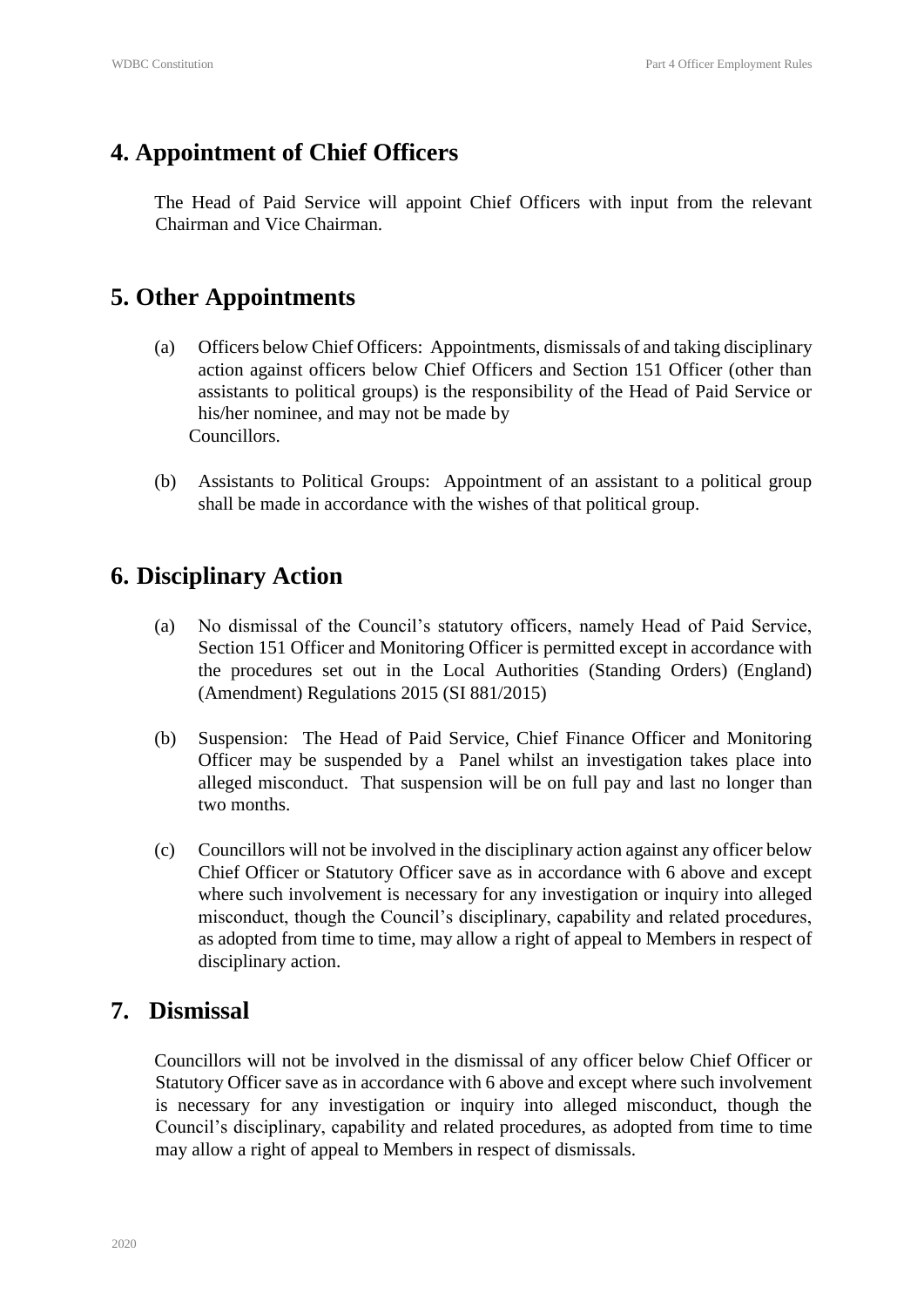## 4. Appointment of Chief Officers

The Head of Paid Service will appoint Chief Officers with input from the relevant Chairman and Vice Chairman.

## 5. Other Appointments

(a) Officers below Chief Officers: Appointments, dismissals of and taking disciplinary action against officers below Chief Officers and Section 151 Officer (other than assistants to political groups) is the responsibility of the Head of Paid Service or his/her nominee, and may not be made by Councillors.

(b) Assistants to Political Groups: Appointment of an assistant to a political group shall be made in accordance with the wishes of that political group.

## 6. Disciplinary Action

(a) No dismissal of the Council's statutory officers, namely Head of Paid Service, Section 151 Officer and Monitoring Officer is permitted except in accordance with the procedures set out in the Local Authorities (Standing Orders) (England) (Amendment) Regulations 2015 (SI 881/2015)

(b) Suspension: The Head of Paid Service, Chief Finance Officer and Monitoring Officer may be suspended by a Panel whilst an investigation takes place into alleged misconduct. That suspension will be on full pay and last no longer than two months.

(c) Councillors will not be involved in the disciplinary action against any officer below Chief Officer or Statutory Officer save as in accordance with 6 above and except where such involvement is necessary for any investigation or inquiry into alleged misconduct, though the Council's disciplinary, capability and related procedures, as adopted from time to time, may allow a right of appeal to Members in respect of disciplinary action.

## 7. Dismissal

Councillors will not be involved in the dismissal of any officer below Chief Officer or Statutory Officer save as in accordance with 6 above and except where such involvement is necessary for any investigation or inquiry into alleged misconduct, though the Council's disciplinary, capability and related procedures, as adopted from time to time may allow a right of appeal to Members in respect of dismissals.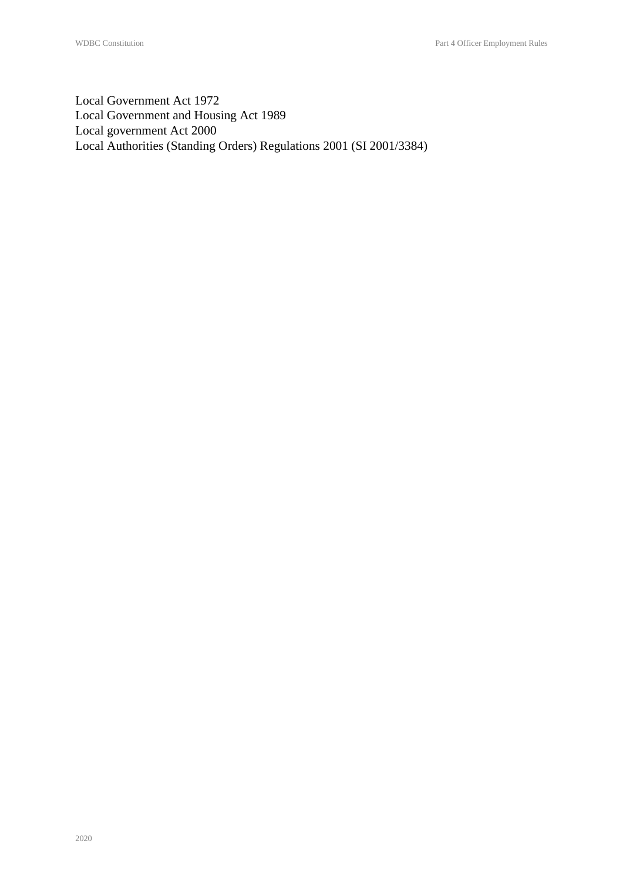Local Government Act 1972
Local Government and Housing Act 1989
Local government Act 2000
Local Authorities (Standing Orders) Regulations 2001 (SI 2001/3384)